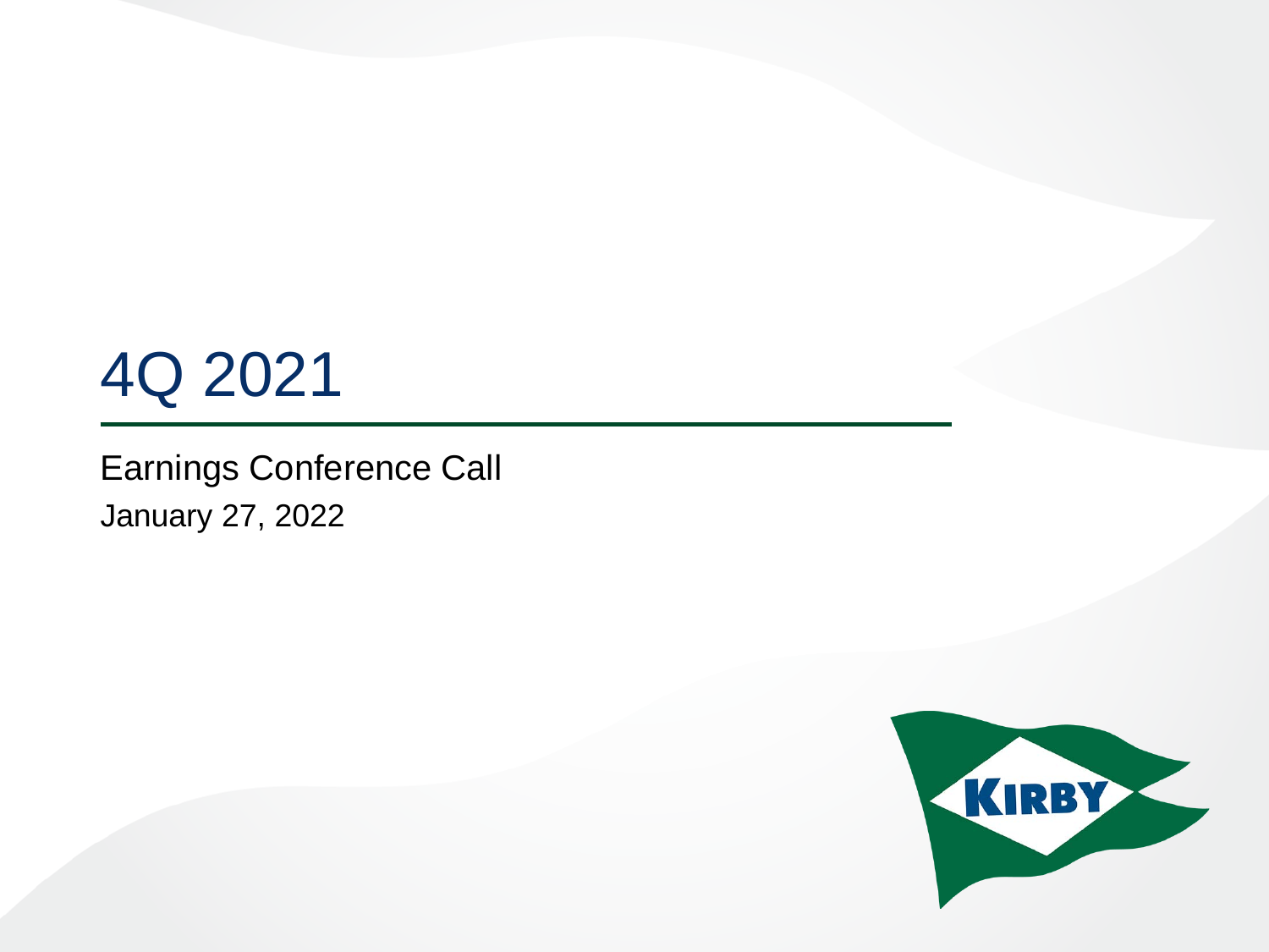# 4Q 2021

Earnings Conference Call

January 27, 2022

KIRBY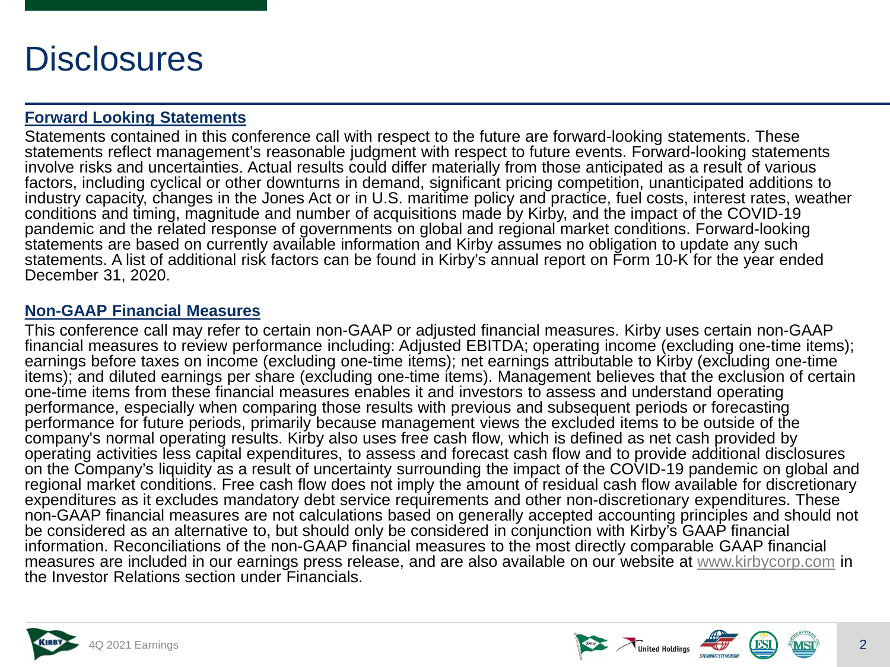# Disclosures

## Forward Looking Statements

Statements contained in this conference call with respect to the future are forward-looking statements. These statements reflect management's reasonable judgment with respect to future events. Forward-looking statements involve risks and uncertainties. Actual results could differ materially from those anticipated as a result of various factors, including cyclical or other downturns in demand, significant pricing competition, unanticipated additions to industry capacity, changes in the Jones Act or in U.S. maritime policy and practice, fuel costs, interest rates, weather conditions and timing, magnitude and number of acquisitions made by Kirby, and the impact of the COVID-19 pandemic and the related response of governments on global and regional market conditions. Forward-looking statements are based on currently available information and Kirby assumes no obligation to update any such statements. A list of additional risk factors can be found in Kirby's annual report on Form 10-K for the year ended December 31, 2020.

## Non-GAAP Financial Measures

This conference call may refer to certain non-GAAP or adjusted financial measures. Kirby uses certain non-GAAP financial measures to review performance including: Adjusted EBITDA; operating income (excluding one-time items); earnings before taxes on income (excluding one-time items); net earnings attributable to Kirby (excluding one-time items); and diluted earnings per share (excluding one-time items). Management believes that the exclusion of certain one-time items from these financial measures enables it and investors to assess and understand operating performance, especially when comparing those results with previous and subsequent periods or forecasting performance for future periods, primarily because management views the excluded items to be outside of the company's normal operating results. Kirby also uses free cash flow, which is defined as net cash provided by operating activities less capital expenditures, to assess and forecast cash flow and to provide additional disclosures on the Company's liquidity as a result of uncertainty surrounding the impact of the COVID-19 pandemic on global and regional market conditions. Free cash flow does not imply the amount of residual cash flow available for discretionary expenditures as it excludes mandatory debt service requirements and other non-discretionary expenditures. These non-GAAP financial measures are not calculations based on generally accepted accounting principles and should not be considered as an alternative to, but should only be considered in conjunction with Kirby's GAAP financial information. Reconciliations of the non-GAAP financial measures to the most directly comparable GAAP financial measures are included in our earnings press release, and are also available on our website at www.kirbycorp.com in the Investor Relations section under Financials.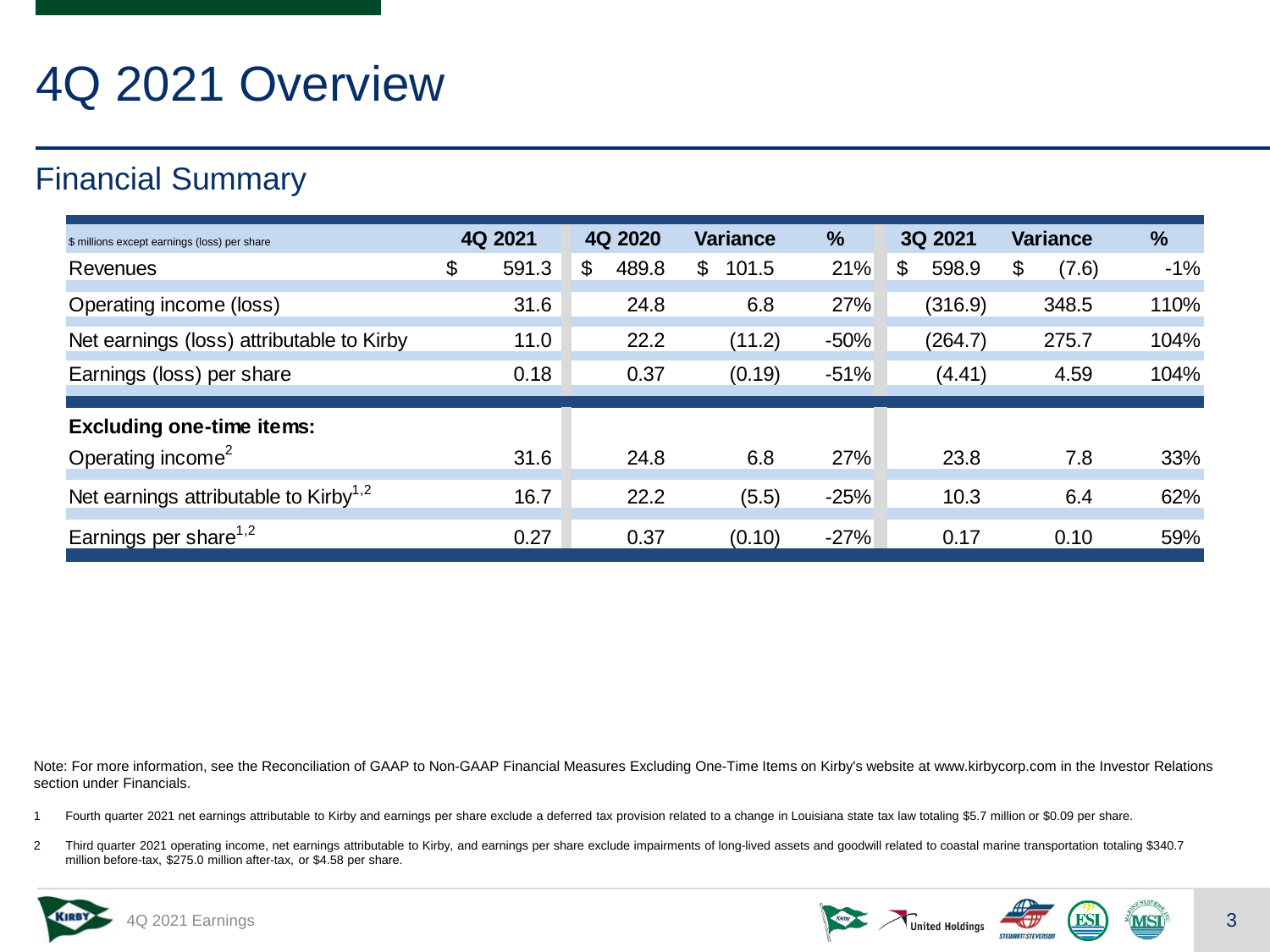# 4Q 2021 Overview

## Financial Summary

| $ millions except earnings (loss) per share | 4Q 2021 | 4Q 2020 | Variance | % | 3Q 2021 | Variance | % |
|---|---|---|---|---|---|---|---|
| Revenues | $ 591.3 | $ 489.8 | $ 101.5 | 21% | $ 598.9 | $ (7.6) | -1% |
| Operating income (loss) | 31.6 | 24.8 | 6.8 | 27% | (316.9) | 348.5 | 110% |
| Net earnings (loss) attributable to Kirby | 11.0 | 22.2 | (11.2) | -50% | (264.7) | 275.7 | 104% |
| Earnings (loss) per share | 0.18 | 0.37 | (0.19) | -51% | (4.41) | 4.59 | 104% |
| **Excluding one-time items:** | | | | | | | |
| Operating income[2] | 31.6 | 24.8 | 6.8 | 27% | 23.8 | 7.8 | 33% |
| Net earnings attributable to Kirby[1,2] | 16.7 | 22.2 | (5.5) | -25% | 10.3 | 6.4 | 62% |
| Earnings per share[1,2] | 0.27 | 0.37 | (0.10) | -27% | 0.17 | 0.10 | 59% |

Note: For more information, see the Reconciliation of GAAP to Non-GAAP Financial Measures Excluding One-Time Items on Kirby's website at www.kirbycorp.com in the Investor Relations section under Financials.

1 Fourth quarter 2021 net earnings attributable to Kirby and earnings per share exclude a deferred tax provision related to a change in Louisiana state tax law totaling $5.7 million or $0.09 per share.

2 Third quarter 2021 operating income, net earnings attributable to Kirby, and earnings per share exclude impairments of long-lived assets and goodwill related to coastal marine transportation totaling $340.7 million before-tax, $275.0 million after-tax, or $4.58 per share.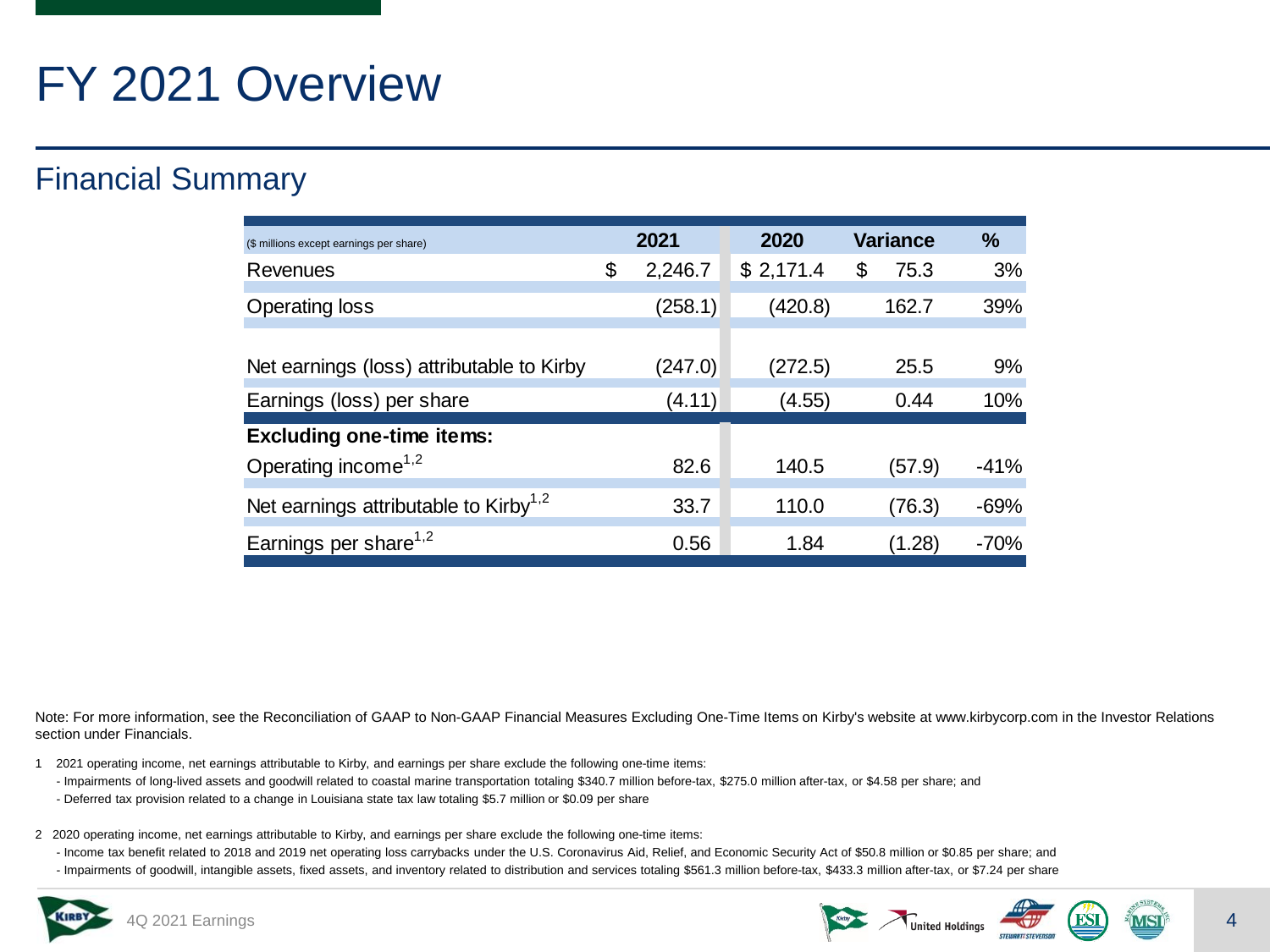# FY 2021 Overview

## Financial Summary

| ($ millions except earnings per share) | 2021 | 2020 | Variance | % |
|---|---|---|---|---|
| Revenues | $ 2,246.7 | $ 2,171.4 | $ 75.3 | 3% |
| Operating loss | (258.1) | (420.8) | 162.7 | 39% |
| Net earnings (loss) attributable to Kirby | (247.0) | (272.5) | 25.5 | 9% |
| Earnings (loss) per share | (4.11) | (4.55) | 0.44 | 10% |
| **Excluding one-time items:** | | | | |
| Operating income[1,2] | 82.6 | 140.5 | (57.9) | -41% |
| Net earnings attributable to Kirby[1,2] | 33.7 | 110.0 | (76.3) | -69% |
| Earnings per share[1,2] | 0.56 | 1.84 | (1.28) | -70% |

Note: For more information, see the Reconciliation of GAAP to Non-GAAP Financial Measures Excluding One-Time Items on Kirby's website at www.kirbycorp.com in the Investor Relations section under Financials.

1 2021 operating income, net earnings attributable to Kirby, and earnings per share exclude the following one-time items:
- Impairments of long-lived assets and goodwill related to coastal marine transportation totaling $340.7 million before-tax, $275.0 million after-tax, or $4.58 per share; and
- Deferred tax provision related to a change in Louisiana state tax law totaling $5.7 million or $0.09 per share

2 2020 operating income, net earnings attributable to Kirby, and earnings per share exclude the following one-time items:
- Income tax benefit related to 2018 and 2019 net operating loss carrybacks under the U.S. Coronavirus Aid, Relief, and Economic Security Act of $50.8 million or $0.85 per share; and
- Impairments of goodwill, intangible assets, fixed assets, and inventory related to distribution and services totaling $561.3 million before-tax, $433.3 million after-tax, or $7.24 per share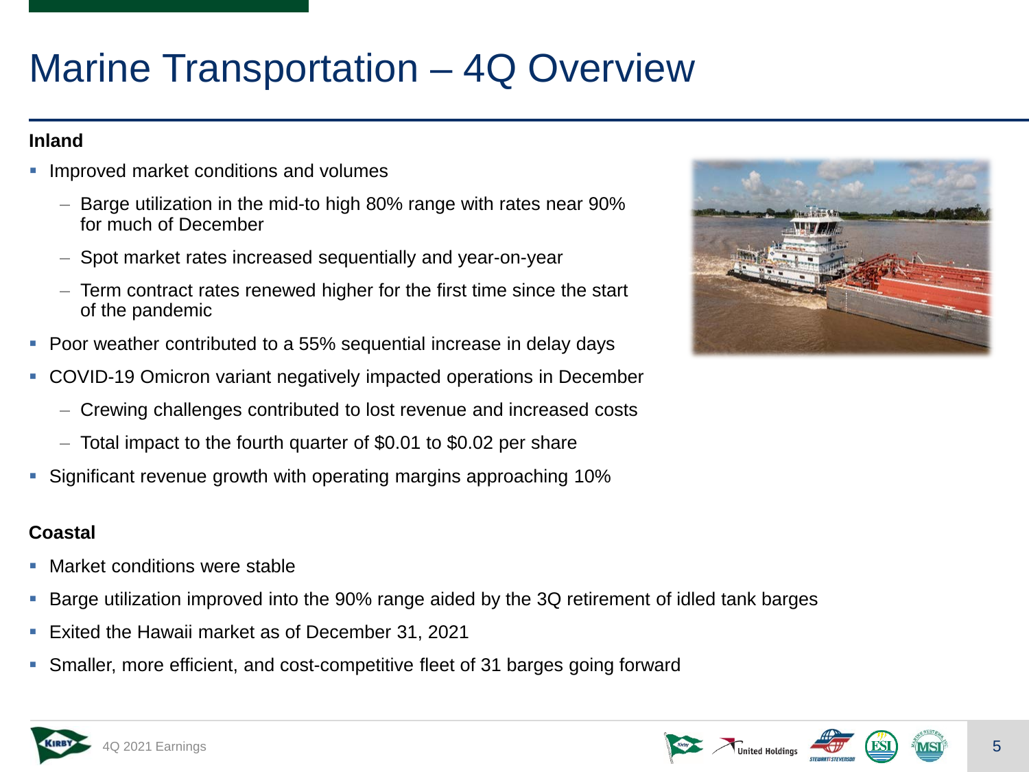# Marine Transportation – 4Q Overview

**Inland**

- Improved market conditions and volumes
  - Barge utilization in the mid-to high 80% range with rates near 90% for much of December
  - Spot market rates increased sequentially and year-on-year
  - Term contract rates renewed higher for the first time since the start of the pandemic
- Poor weather contributed to a 55% sequential increase in delay days
- COVID-19 Omicron variant negatively impacted operations in December
  - Crewing challenges contributed to lost revenue and increased costs
  - Total impact to the fourth quarter of $0.01 to $0.02 per share
- Significant revenue growth with operating margins approaching 10%

**Coastal**

- Market conditions were stable
- Barge utilization improved into the 90% range aided by the 3Q retirement of idled tank barges
- Exited the Hawaii market as of December 31, 2021
- Smaller, more efficient, and cost-competitive fleet of 31 barges going forward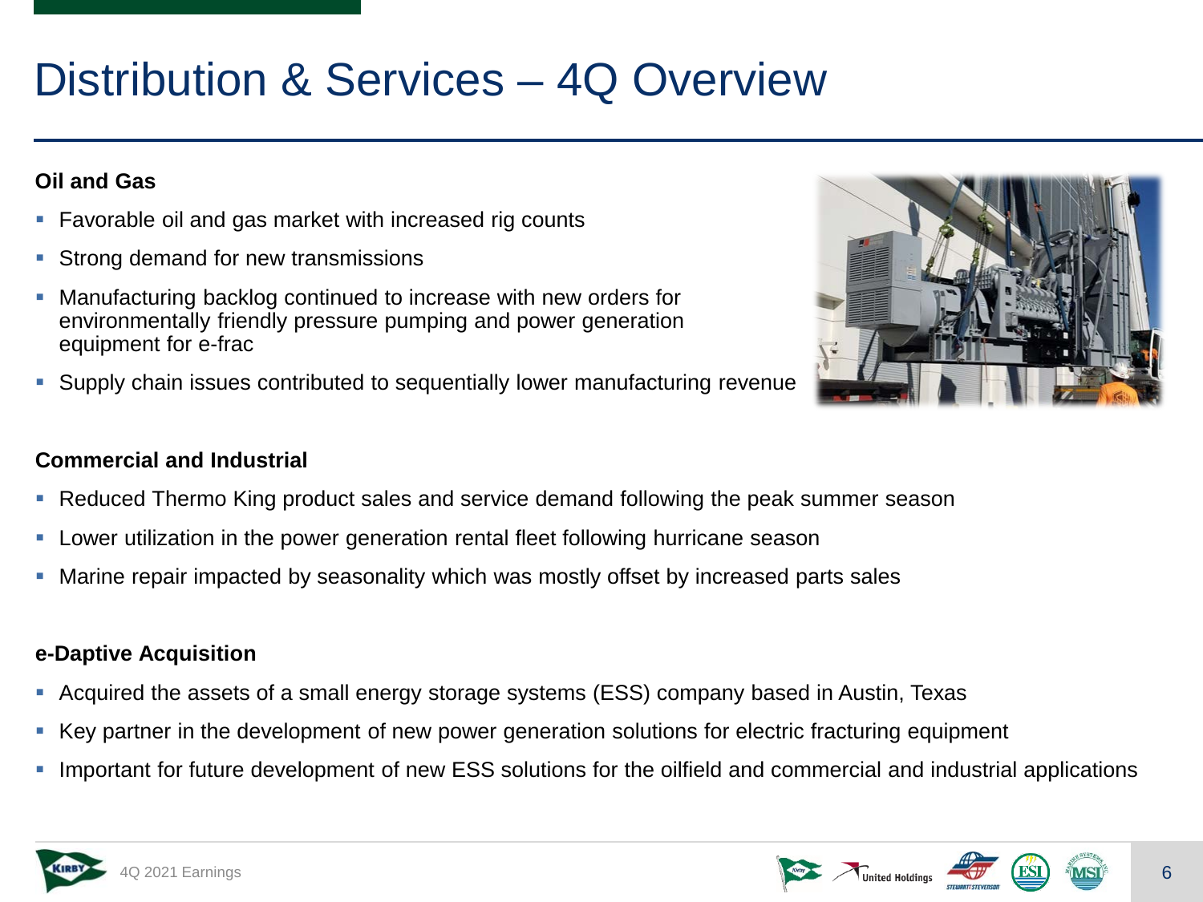# Distribution & Services – 4Q Overview

**Oil and Gas**

- Favorable oil and gas market with increased rig counts
- Strong demand for new transmissions
- Manufacturing backlog continued to increase with new orders for environmentally friendly pressure pumping and power generation equipment for e-frac
- Supply chain issues contributed to sequentially lower manufacturing revenue

**Commercial and Industrial**

- Reduced Thermo King product sales and service demand following the peak summer season
- Lower utilization in the power generation rental fleet following hurricane season
- Marine repair impacted by seasonality which was mostly offset by increased parts sales

**e-Daptive Acquisition**

- Acquired the assets of a small energy storage systems (ESS) company based in Austin, Texas
- Key partner in the development of new power generation solutions for electric fracturing equipment
- Important for future development of new ESS solutions for the oilfield and commercial and industrial applications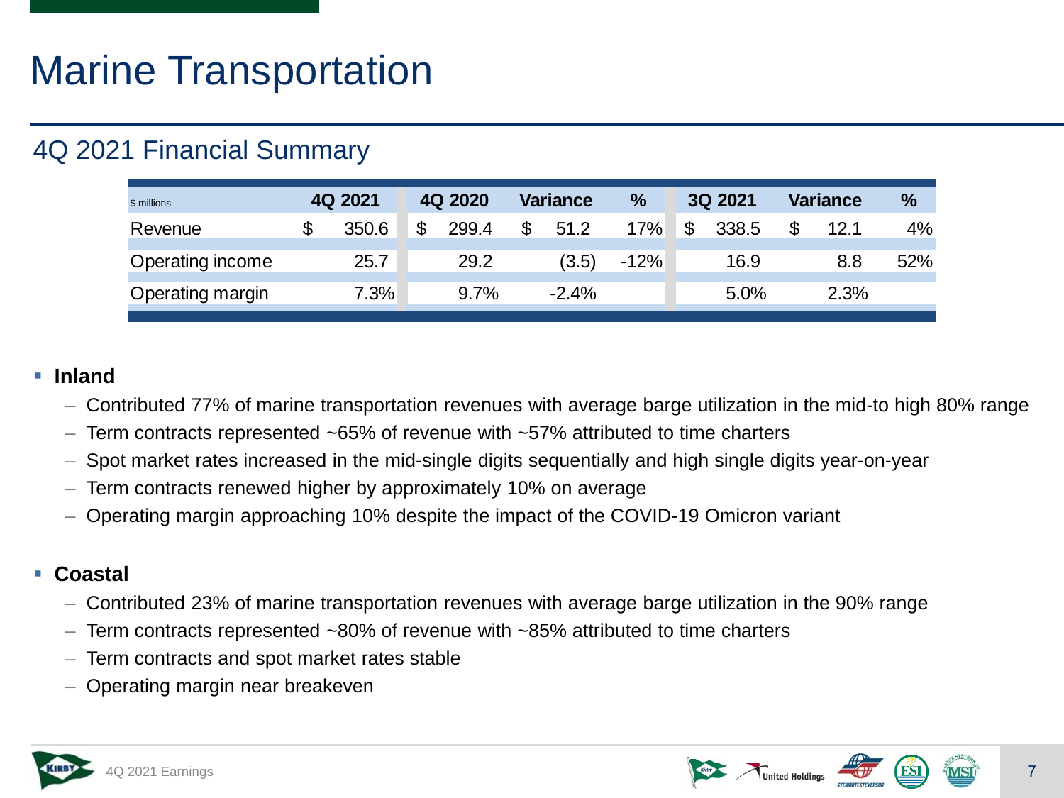# Marine Transportation

## 4Q 2021 Financial Summary

| $ millions | 4Q 2021 | 4Q 2020 | Variance | % | 3Q 2021 | Variance | % |
|---|---|---|---|---|---|---|---|
| Revenue | $ 350.6 | $ 299.4 | $ 51.2 | 17% | $ 338.5 | $ 12.1 | 4% |
| Operating income | 25.7 | 29.2 | (3.5) | -12% | 16.9 | 8.8 | 52% |
| Operating margin | 7.3% | 9.7% | -2.4% | | 5.0% | 2.3% | |

- **Inland**
  - Contributed 77% of marine transportation revenues with average barge utilization in the mid-to high 80% range
  - Term contracts represented ~65% of revenue with ~57% attributed to time charters
  - Spot market rates increased in the mid-single digits sequentially and high single digits year-on-year
  - Term contracts renewed higher by approximately 10% on average
  - Operating margin approaching 10% despite the impact of the COVID-19 Omicron variant

- **Coastal**
  - Contributed 23% of marine transportation revenues with average barge utilization in the 90% range
  - Term contracts represented ~80% of revenue with ~85% attributed to time charters
  - Term contracts and spot market rates stable
  - Operating margin near breakeven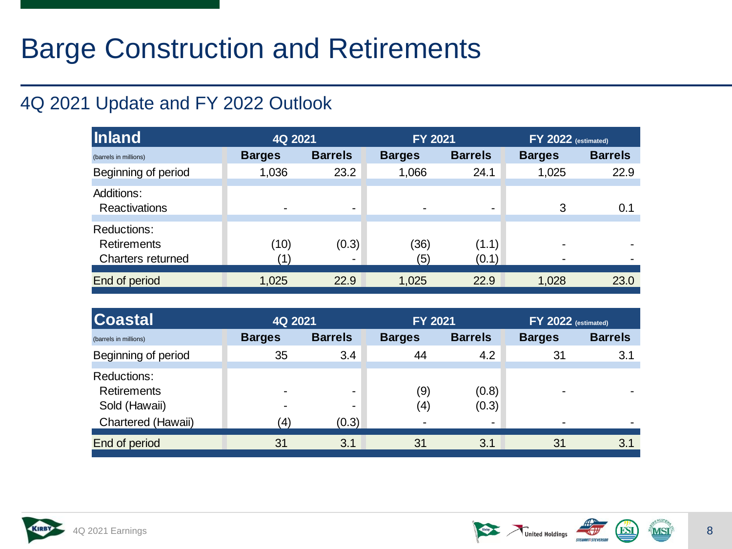# Barge Construction and Retirements

## 4Q 2021 Update and FY 2022 Outlook

| Inland | 4Q 2021 | | FY 2021 | | FY 2022 (estimated) | |
|---|---|---|---|---|---|---|
| (barrels in millions) | Barges | Barrels | Barges | Barrels | Barges | Barrels |
| Beginning of period | 1,036 | 23.2 | 1,066 | 24.1 | 1,025 | 22.9 |
| Additions: | | | | | | |
| Reactivations | - | - | - | - | 3 | 0.1 |
| Reductions: | | | | | | |
| Retirements | (10) | (0.3) | (36) | (1.1) | - | - |
| Charters returned | (1) | - | (5) | (0.1) | - | - |
| End of period | 1,025 | 22.9 | 1,025 | 22.9 | 1,028 | 23.0 |

| Coastal | 4Q 2021 | | FY 2021 | | FY 2022 (estimated) | |
|---|---|---|---|---|---|---|
| (barrels in millions) | Barges | Barrels | Barges | Barrels | Barges | Barrels |
| Beginning of period | 35 | 3.4 | 44 | 4.2 | 31 | 3.1 |
| Reductions: | | | | | | |
| Retirements | - | - | (9) | (0.8) | - | - |
| Sold (Hawaii) | - | - | (4) | (0.3) | | |
| Chartered (Hawaii) | (4) | (0.3) | - | - | - | - |
| End of period | 31 | 3.1 | 31 | 3.1 | 31 | 3.1 |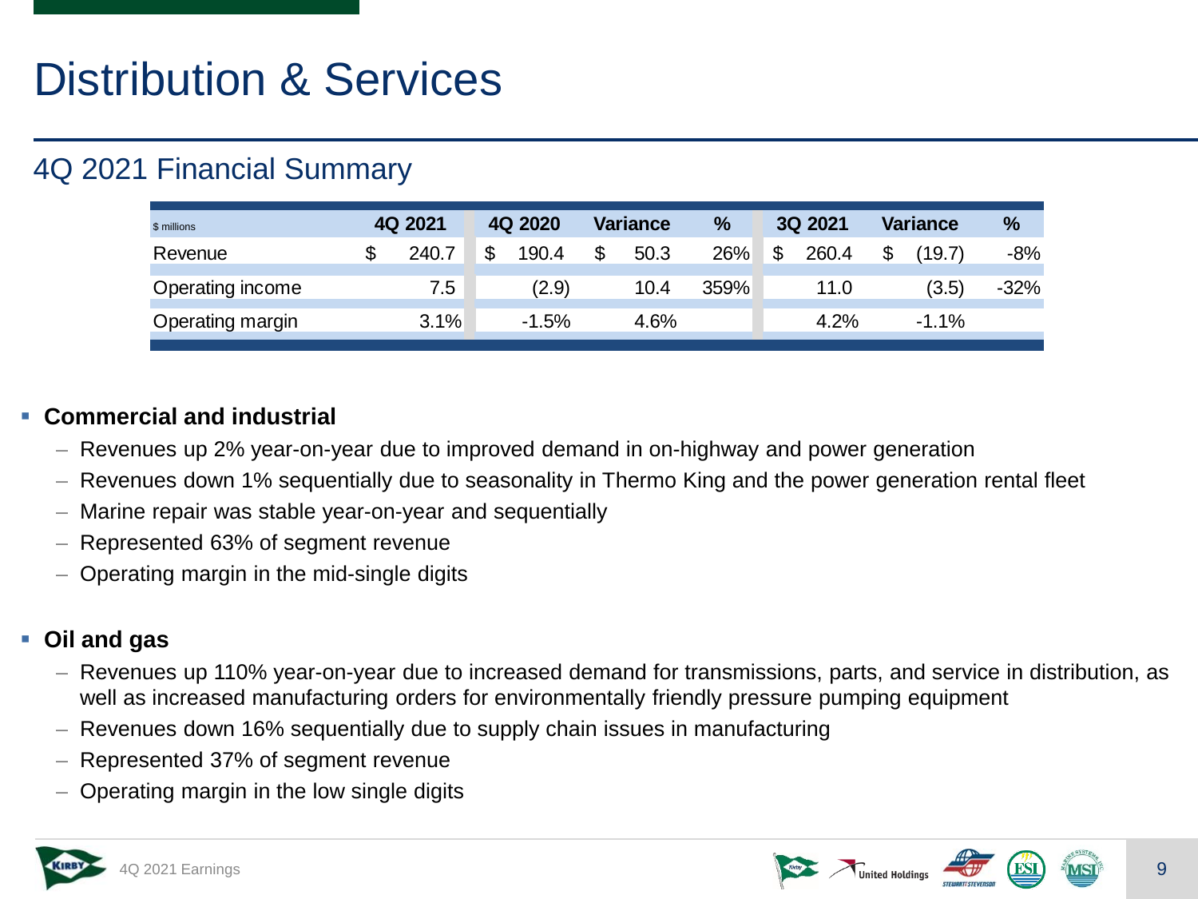# Distribution & Services

## 4Q 2021 Financial Summary

| $ millions | 4Q 2021 | 4Q 2020 | Variance | % | 3Q 2021 | Variance | % |
|---|---|---|---|---|---|---|---|
| Revenue | $ 240.7 | $ 190.4 | $ 50.3 | 26% | $ 260.4 | $ (19.7) | -8% |
| Operating income | 7.5 | (2.9) | 10.4 | 359% | 11.0 | (3.5) | -32% |
| Operating margin | 3.1% | -1.5% | 4.6% | | 4.2% | -1.1% | |

- **Commercial and industrial**
  - Revenues up 2% year-on-year due to improved demand in on-highway and power generation
  - Revenues down 1% sequentially due to seasonality in Thermo King and the power generation rental fleet
  - Marine repair was stable year-on-year and sequentially
  - Represented 63% of segment revenue
  - Operating margin in the mid-single digits

- **Oil and gas**
  - Revenues up 110% year-on-year due to increased demand for transmissions, parts, and service in distribution, as well as increased manufacturing orders for environmentally friendly pressure pumping equipment
  - Revenues down 16% sequentially due to supply chain issues in manufacturing
  - Represented 37% of segment revenue
  - Operating margin in the low single digits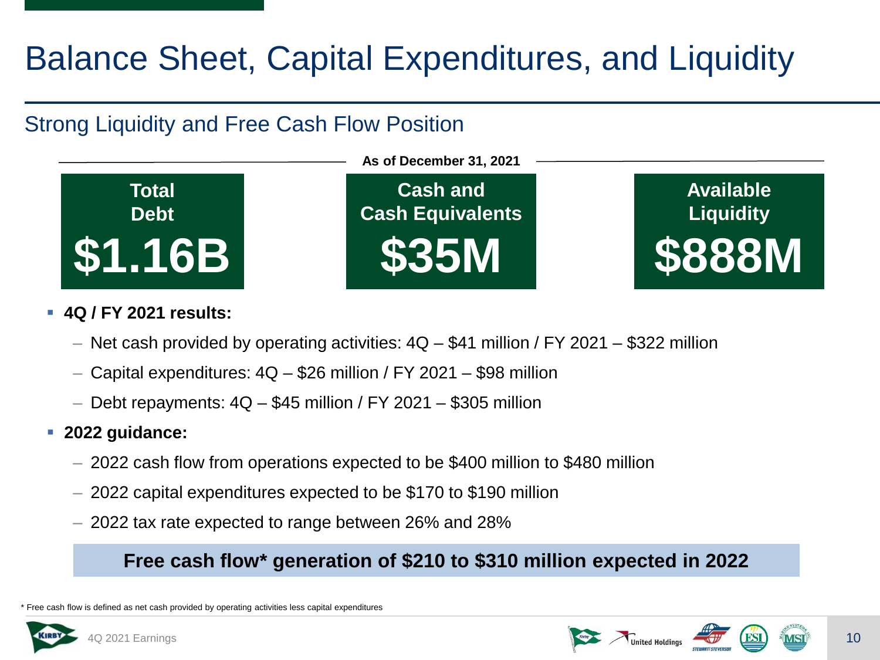# Balance Sheet, Capital Expenditures, and Liquidity

## Strong Liquidity and Free Cash Flow Position

**As of December 31, 2021**

| Total Debt | Cash and Cash Equivalents | Available Liquidity |
|---|---|---|
| **$1.16B** | **$35M** | **$888M** |

- **4Q / FY 2021 results:**
  - Net cash provided by operating activities: 4Q – $41 million / FY 2021 – $322 million
  - Capital expenditures: 4Q – $26 million / FY 2021 – $98 million
  - Debt repayments: 4Q – $45 million / FY 2021 – $305 million
- **2022 guidance:**
  - 2022 cash flow from operations expected to be $400 million to $480 million
  - 2022 capital expenditures expected to be $170 to $190 million
  - 2022 tax rate expected to range between 26% and 28%

**Free cash flow* generation of $210 to $310 million expected in 2022**

* Free cash flow is defined as net cash provided by operating activities less capital expenditures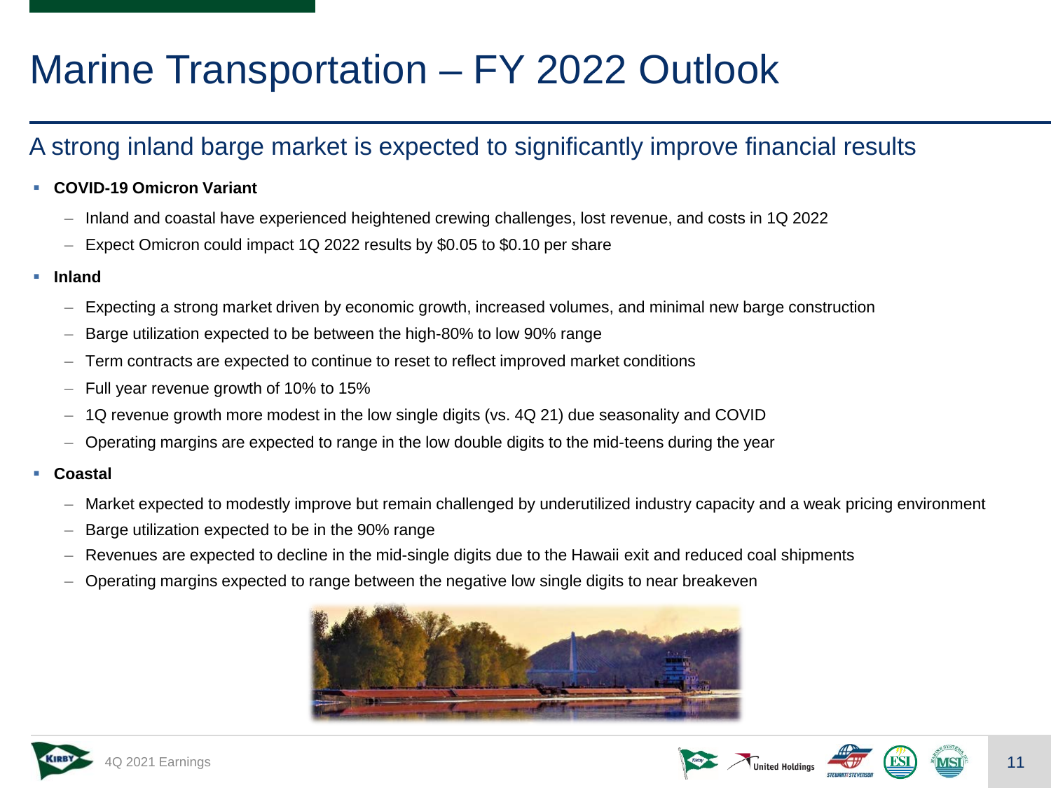# Marine Transportation – FY 2022 Outlook

## A strong inland barge market is expected to significantly improve financial results

- **COVID-19 Omicron Variant**
  - Inland and coastal have experienced heightened crewing challenges, lost revenue, and costs in 1Q 2022
  - Expect Omicron could impact 1Q 2022 results by $0.05 to $0.10 per share
- **Inland**
  - Expecting a strong market driven by economic growth, increased volumes, and minimal new barge construction
  - Barge utilization expected to be between the high-80% to low 90% range
  - Term contracts are expected to continue to reset to reflect improved market conditions
  - Full year revenue growth of 10% to 15%
  - 1Q revenue growth more modest in the low single digits (vs. 4Q 21) due seasonality and COVID
  - Operating margins are expected to range in the low double digits to the mid-teens during the year
- **Coastal**
  - Market expected to modestly improve but remain challenged by underutilized industry capacity and a weak pricing environment
  - Barge utilization expected to be in the 90% range
  - Revenues are expected to decline in the mid-single digits due to the Hawaii exit and reduced coal shipments
  - Operating margins expected to range between the negative low single digits to near breakeven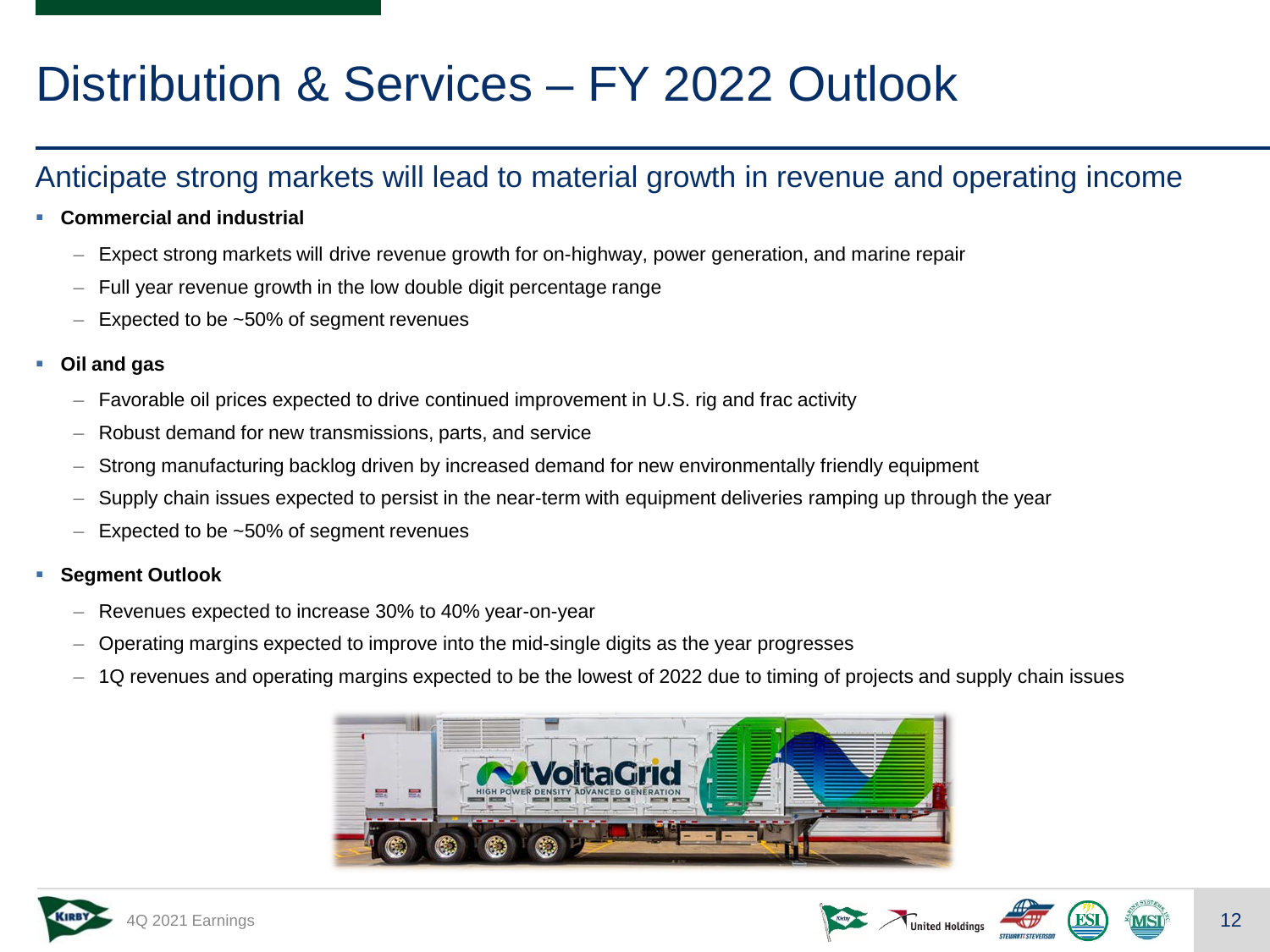# Distribution & Services – FY 2022 Outlook

## Anticipate strong markets will lead to material growth in revenue and operating income

- **Commercial and industrial**
  - Expect strong markets will drive revenue growth for on-highway, power generation, and marine repair
  - Full year revenue growth in the low double digit percentage range
  - Expected to be ~50% of segment revenues
- **Oil and gas**
  - Favorable oil prices expected to drive continued improvement in U.S. rig and frac activity
  - Robust demand for new transmissions, parts, and service
  - Strong manufacturing backlog driven by increased demand for new environmentally friendly equipment
  - Supply chain issues expected to persist in the near-term with equipment deliveries ramping up through the year
  - Expected to be ~50% of segment revenues
- **Segment Outlook**
  - Revenues expected to increase 30% to 40% year-on-year
  - Operating margins expected to improve into the mid-single digits as the year progresses
  - 1Q revenues and operating margins expected to be the lowest of 2022 due to timing of projects and supply chain issues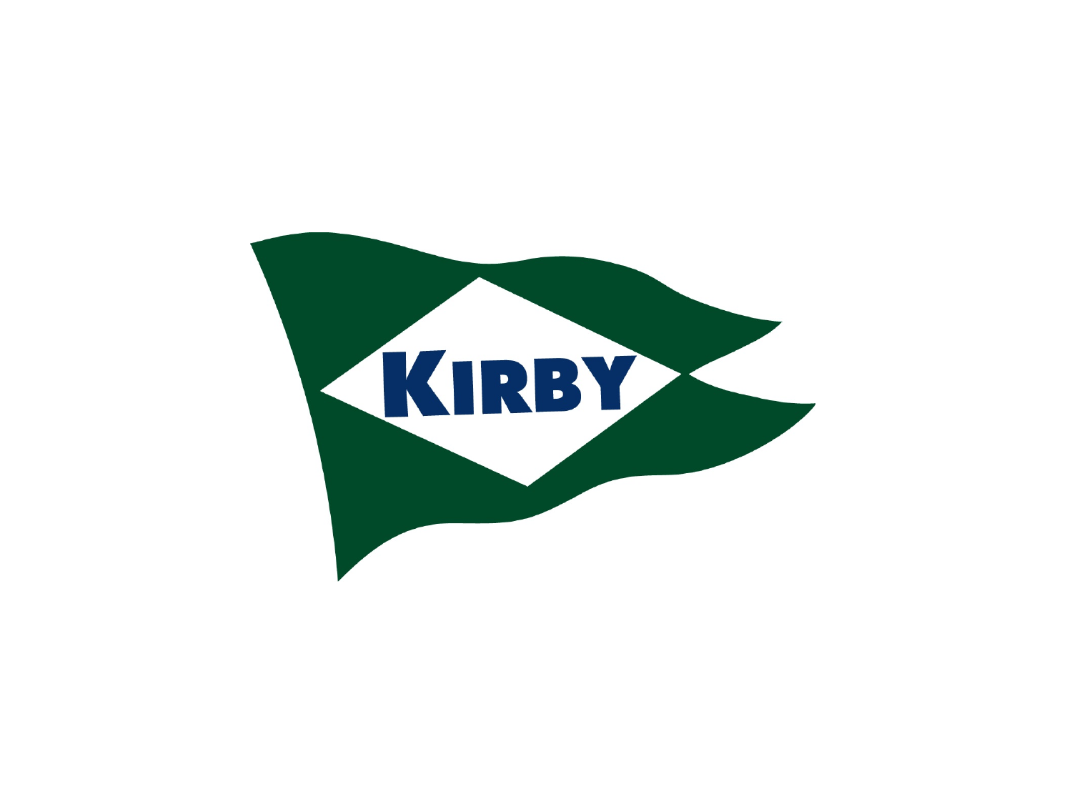KIRBY